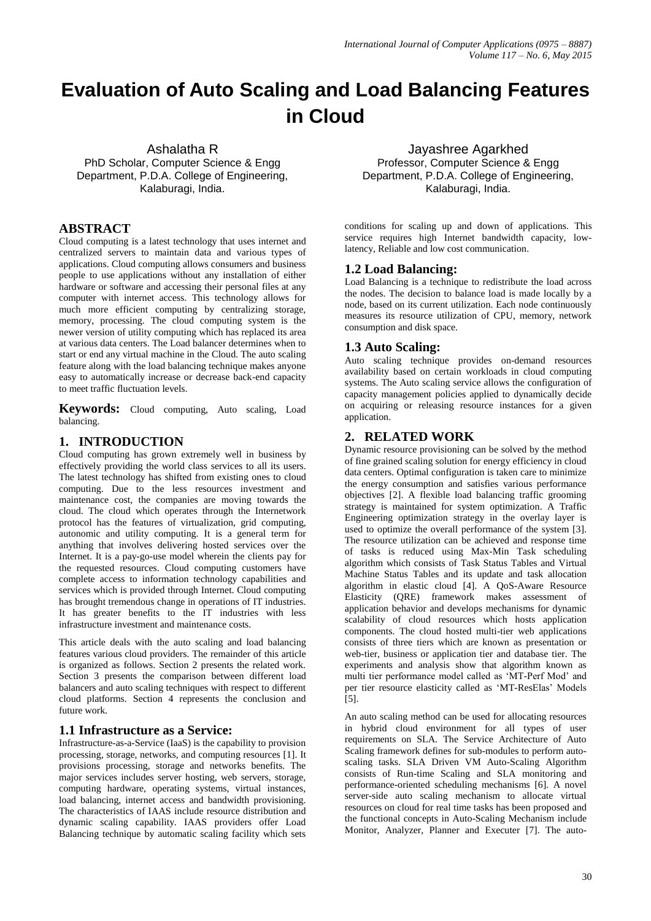# Evaluation of Auto Scaling and Load Balancing Features in Cloud

Ashalatha R
PhD Scholar, Computer Science & Engg Department, P.D.A. College of Engineering, Kalaburagi, India.

Jayashree Agarkhed
Professor, Computer Science & Engg Department, P.D.A. College of Engineering, Kalaburagi, India.

## ABSTRACT

Cloud computing is a latest technology that uses internet and centralized servers to maintain data and various types of applications. Cloud computing allows consumers and business people to use applications without any installation of either hardware or software and accessing their personal files at any computer with internet access. This technology allows for much more efficient computing by centralizing storage, memory, processing. The cloud computing system is the newer version of utility computing which has replaced its area at various data centers. The Load balancer determines when to start or end any virtual machine in the Cloud. The auto scaling feature along with the load balancing technique makes anyone easy to automatically increase or decrease back-end capacity to meet traffic fluctuation levels.

**Keywords:** Cloud computing, Auto scaling, Load balancing.

## 1. INTRODUCTION

Cloud computing has grown extremely well in business by effectively providing the world class services to all its users. The latest technology has shifted from existing ones to cloud computing. Due to the less resources investment and maintenance cost, the companies are moving towards the cloud. The cloud which operates through the Internetwork protocol has the features of virtualization, grid computing, autonomic and utility computing. It is a general term for anything that involves delivering hosted services over the Internet. It is a pay-go-use model wherein the clients pay for the requested resources. Cloud computing customers have complete access to information technology capabilities and services which is provided through Internet. Cloud computing has brought tremendous change in operations of IT industries. It has greater benefits to the IT industries with less infrastructure investment and maintenance costs.

This article deals with the auto scaling and load balancing features various cloud providers. The remainder of this article is organized as follows. Section 2 presents the related work. Section 3 presents the comparison between different load balancers and auto scaling techniques with respect to different cloud platforms. Section 4 represents the conclusion and future work.

### 1.1 Infrastructure as a Service:

Infrastructure-as-a-Service (IaaS) is the capability to provision processing, storage, networks, and computing resources [1]. It provisions processing, storage and networks benefits. The major services includes server hosting, web servers, storage, computing hardware, operating systems, virtual instances, load balancing, internet access and bandwidth provisioning. The characteristics of IAAS include resource distribution and dynamic scaling capability. IAAS providers offer Load Balancing technique by automatic scaling facility which sets conditions for scaling up and down of applications. This service requires high Internet bandwidth capacity, low-latency, Reliable and low cost communication.

### 1.2 Load Balancing:

Load Balancing is a technique to redistribute the load across the nodes. The decision to balance load is made locally by a node, based on its current utilization. Each node continuously measures its resource utilization of CPU, memory, network consumption and disk space.

### 1.3 Auto Scaling:

Auto scaling technique provides on-demand resources availability based on certain workloads in cloud computing systems. The Auto scaling service allows the configuration of capacity management policies applied to dynamically decide on acquiring or releasing resource instances for a given application.

## 2. RELATED WORK

Dynamic resource provisioning can be solved by the method of fine grained scaling solution for energy efficiency in cloud data centers. Optimal configuration is taken care to minimize the energy consumption and satisfies various performance objectives [2]. A flexible load balancing traffic grooming strategy is maintained for system optimization. A Traffic Engineering optimization strategy in the overlay layer is used to optimize the overall performance of the system [3]. The resource utilization can be achieved and response time of tasks is reduced using Max-Min Task scheduling algorithm which consists of Task Status Tables and Virtual Machine Status Tables and its update and task allocation algorithm in elastic cloud [4]. A QoS-Aware Resource Elasticity (QRE) framework makes assessment of application behavior and develops mechanisms for dynamic scalability of cloud resources which hosts application components. The cloud hosted multi-tier web applications consists of three tiers which are known as presentation or web-tier, business or application tier and database tier. The experiments and analysis show that algorithm known as multi tier performance model called as 'MT-Perf Mod' and per tier resource elasticity called as 'MT-ResElas' Models [5].

An auto scaling method can be used for allocating resources in hybrid cloud environment for all types of user requirements on SLA. The Service Architecture of Auto Scaling framework defines for sub-modules to perform auto-scaling tasks. SLA Driven VM Auto-Scaling Algorithm consists of Run-time Scaling and SLA monitoring and performance-oriented scheduling mechanisms [6]. A novel server-side auto scaling mechanism to allocate virtual resources on cloud for real time tasks has been proposed and the functional concepts in Auto-Scaling Mechanism include Monitor, Analyzer, Planner and Executer [7]. The auto-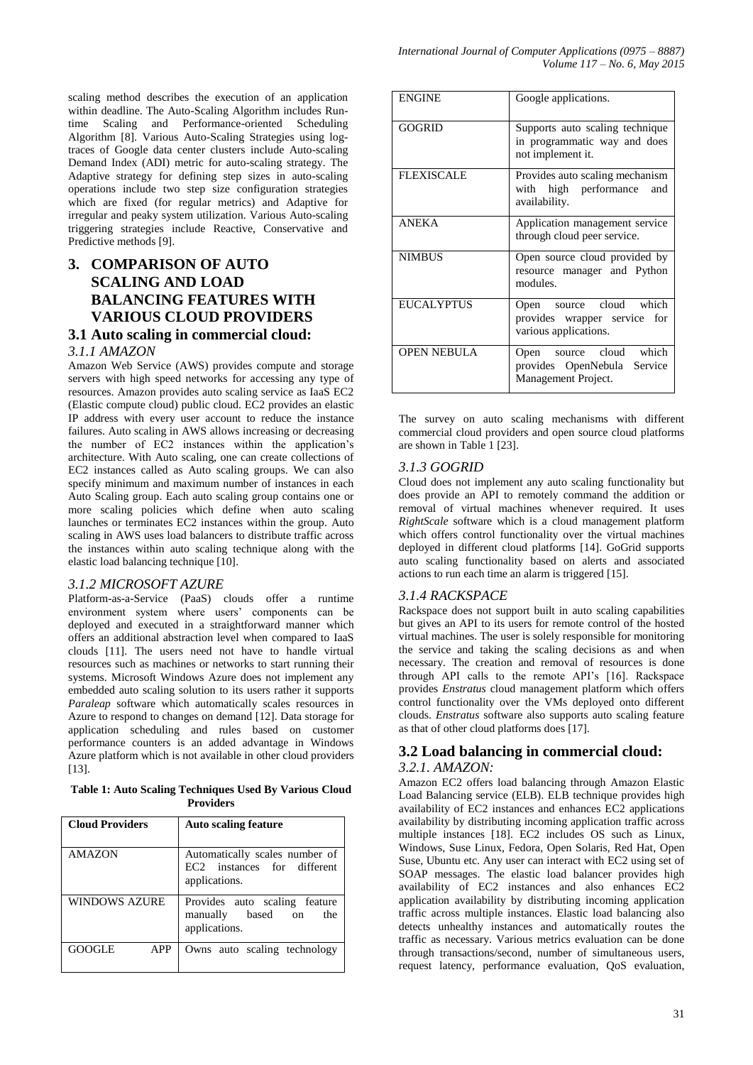scaling method describes the execution of an application within deadline. The Auto-Scaling Algorithm includes Run-time Scaling and Performance-oriented Scheduling Algorithm [8]. Various Auto-Scaling Strategies using log-traces of Google data center clusters include Auto-scaling Demand Index (ADI) metric for auto-scaling strategy. The Adaptive strategy for defining step sizes in auto-scaling operations include two step size configuration strategies which are fixed (for regular metrics) and Adaptive for irregular and peaky system utilization. Various Auto-scaling triggering strategies include Reactive, Conservative and Predictive methods [9].

# 3. COMPARISON OF AUTO SCALING AND LOAD BALANCING FEATURES WITH VARIOUS CLOUD PROVIDERS

## 3.1 Auto scaling in commercial cloud:

### *3.1.1 AMAZON*

Amazon Web Service (AWS) provides compute and storage servers with high speed networks for accessing any type of resources. Amazon provides auto scaling service as IaaS EC2 (Elastic compute cloud) public cloud. EC2 provides an elastic IP address with every user account to reduce the instance failures. Auto scaling in AWS allows increasing or decreasing the number of EC2 instances within the application's architecture. With Auto scaling, one can create collections of EC2 instances called as Auto scaling groups. We can also specify minimum and maximum number of instances in each Auto Scaling group. Each auto scaling group contains one or more scaling policies which define when auto scaling launches or terminates EC2 instances within the group. Auto scaling in AWS uses load balancers to distribute traffic across the instances within auto scaling technique along with the elastic load balancing technique [10].

### *3.1.2 MICROSOFT AZURE*

Platform-as-a-Service (PaaS) clouds offer a runtime environment system where users' components can be deployed and executed in a straightforward manner which offers an additional abstraction level when compared to IaaS clouds [11]. The users need not have to handle virtual resources such as machines or networks to start running their systems. Microsoft Windows Azure does not implement any embedded auto scaling solution to its users rather it supports *Paraleap* software which automatically scales resources in Azure to respond to changes on demand [12]. Data storage for application scheduling and rules based on customer performance counters is an added advantage in Windows Azure platform which is not available in other cloud providers [13].

**Table 1: Auto Scaling Techniques Used By Various Cloud Providers**

| Cloud Providers | Auto scaling feature |
|---|---|
| AMAZON | Automatically scales number of EC2 instances for different applications. |
| WINDOWS AZURE | Provides auto scaling feature manually based on the applications. |
| GOOGLE APP ENGINE | Owns auto scaling technology Google applications. |
| GOGRID | Supports auto scaling technique in programmatic way and does not implement it. |
| FLEXISCALE | Provides auto scaling mechanism with high performance and availability. |
| ANEKA | Application management service through cloud peer service. |
| NIMBUS | Open source cloud provided by resource manager and Python modules. |
| EUCALYPTUS | Open source cloud which provides wrapper service for various applications. |
| OPEN NEBULA | Open source cloud which provides OpenNebula Service Management Project. |

The survey on auto scaling mechanisms with different commercial cloud providers and open source cloud platforms are shown in Table 1 [23].

### *3.1.3 GOGRID*

Cloud does not implement any auto scaling functionality but does provide an API to remotely command the addition or removal of virtual machines whenever required. It uses *RightScale* software which is a cloud management platform which offers control functionality over the virtual machines deployed in different cloud platforms [14]. GoGrid supports auto scaling functionality based on alerts and associated actions to run each time an alarm is triggered [15].

### *3.1.4 RACKSPACE*

Rackspace does not support built in auto scaling capabilities but gives an API to its users for remote control of the hosted virtual machines. The user is solely responsible for monitoring the service and taking the scaling decisions as and when necessary. The creation and removal of resources is done through API calls to the remote API's [16]. Rackspace provides *Enstratus* cloud management platform which offers control functionality over the VMs deployed onto different clouds. *Enstratus* software also supports auto scaling feature as that of other cloud platforms does [17].

## 3.2 Load balancing in commercial cloud:

### *3.2.1. AMAZON:*

Amazon EC2 offers load balancing through Amazon Elastic Load Balancing service (ELB). ELB technique provides high availability of EC2 instances and enhances EC2 applications availability by distributing incoming application traffic across multiple instances [18]. EC2 includes OS such as Linux, Windows, Suse Linux, Fedora, Open Solaris, Red Hat, Open Suse, Ubuntu etc. Any user can interact with EC2 using set of SOAP messages. The elastic load balancer provides high availability of EC2 instances and also enhances EC2 application availability by distributing incoming application traffic across multiple instances. Elastic load balancing also detects unhealthy instances and automatically routes the traffic as necessary. Various metrics evaluation can be done through transactions/second, number of simultaneous users, request latency, performance evaluation, QoS evaluation,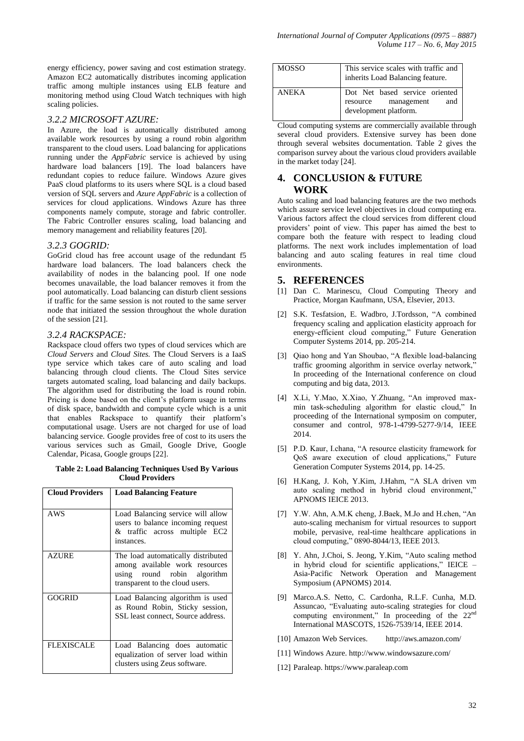energy efficiency, power saving and cost estimation strategy. Amazon EC2 automatically distributes incoming application traffic among multiple instances using ELB feature and monitoring method using Cloud Watch techniques with high scaling policies.

### *3.2.2 MICROSOFT AZURE:*

In Azure, the load is automatically distributed among available work resources by using a round robin algorithm transparent to the cloud users. Load balancing for applications running under the *AppFabric* service is achieved by using hardware load balancers [19]. The load balancers have redundant copies to reduce failure. Windows Azure gives PaaS cloud platforms to its users where SQL is a cloud based version of SQL servers and *Azure AppFabric* is a collection of services for cloud applications. Windows Azure has three components namely compute, storage and fabric controller. The Fabric Controller ensures scaling, load balancing and memory management and reliability features [20].

### *3.2.3 GOGRID:*

GoGrid cloud has free account usage of the redundant f5 hardware load balancers. The load balancers check the availability of nodes in the balancing pool. If one node becomes unavailable, the load balancer removes it from the pool automatically. Load balancing can disturb client sessions if traffic for the same session is not routed to the same server node that initiated the session throughout the whole duration of the session [21].

### *3.2.4 RACKSPACE:*

Rackspace cloud offers two types of cloud services which are *Cloud Servers* and *Cloud Sites.* The Cloud Servers is a IaaS type service which takes care of auto scaling and load balancing through cloud clients. The Cloud Sites service targets automated scaling, load balancing and daily backups. The algorithm used for distributing the load is round robin. Pricing is done based on the client's platform usage in terms of disk space, bandwidth and compute cycle which is a unit that enables Rackspace to quantify their platform's computational usage. Users are not charged for use of load balancing service. Google provides free of cost to its users the various services such as Gmail, Google Drive, Google Calendar, Picasa, Google groups [22].

**Table 2: Load Balancing Techniques Used By Various Cloud Providers**

| Cloud Providers | Load Balancing Feature |
|---|---|
| AWS | Load Balancing service will allow users to balance incoming request & traffic across multiple EC2 instances. |
| AZURE | The load automatically distributed among available work resources using round robin algorithm transparent to the cloud users. |
| GOGRID | Load Balancing algorithm is used as Round Robin, Sticky session, SSL least connect, Source address. |
| FLEXISCALE | Load Balancing does automatic equalization of server load within clusters using Zeus software. |
| MOSSO | This service scales with traffic and inherits Load Balancing feature. |
| ANEKA | Dot Net based service oriented resource management and development platform. |

Cloud computing systems are commercially available through several cloud providers. Extensive survey has been done through several websites documentation. Table 2 gives the comparison survey about the various cloud providers available in the market today [24].

## 4. CONCLUSION & FUTURE WORK

Auto scaling and load balancing features are the two methods which assure service level objectives in cloud computing era. Various factors affect the cloud services from different cloud providers' point of view. This paper has aimed the best to compare both the feature with respect to leading cloud platforms. The next work includes implementation of load balancing and auto scaling features in real time cloud environments.

## 5. REFERENCES

[1] Dan C. Marinescu, Cloud Computing Theory and Practice, Morgan Kaufmann, USA, Elsevier, 2013.

[2] S.K. Tesfatsion, E. Wadbro, J.Tordsson, "A combined frequency scaling and application elasticity approach for energy-efficient cloud computing," Future Generation Computer Systems 2014, pp. 205-214.

[3] Qiao hong and Yan Shoubao, "A flexible load-balancing traffic grooming algorithm in service overlay network," In proceeding of the International conference on cloud computing and big data, 2013.

[4] X.Li, Y.Mao, X.Xiao, Y.Zhuang, "An improved max-min task-scheduling algorithm for elastic cloud," In proceeding of the International symposim on computer, consumer and control, 978-1-4799-5277-9/14, IEEE 2014.

[5] P.D. Kaur, I.chana, "A resource elasticity framework for QoS aware execution of cloud applications," Future Generation Computer Systems 2014, pp. 14-25.

[6] H.Kang, J. Koh, Y.Kim, J.Hahm, "A SLA driven vm auto scaling method in hybrid cloud environment," APNOMS IEICE 2013.

[7] Y.W. Ahn, A.M.K cheng, J.Baek, M.Jo and H.chen, "An auto-scaling mechanism for virtual resources to support mobile, pervasive, real-time healthcare applications in cloud computing," 0890-8044/13, IEEE 2013.

[8] Y. Ahn, J.Choi, S. Jeong, Y.Kim, "Auto scaling method in hybrid cloud for scientific applications," IEICE – Asia-Pacific Network Operation and Management Symposium (APNOMS) 2014.

[9] Marco.A.S. Netto, C. Cardonha, R.L.F. Cunha, M.D. Assuncao, "Evaluating auto-scaling strategies for cloud computing environment," In proceeding of the 22nd International MASCOTS, 1526-7539/14, IEEE 2014.

[10] Amazon Web Services. http://aws.amazon.com/

[11] Windows Azure. http://www.windowsazure.com/

[12] Paraleap. https://www.paraleap.com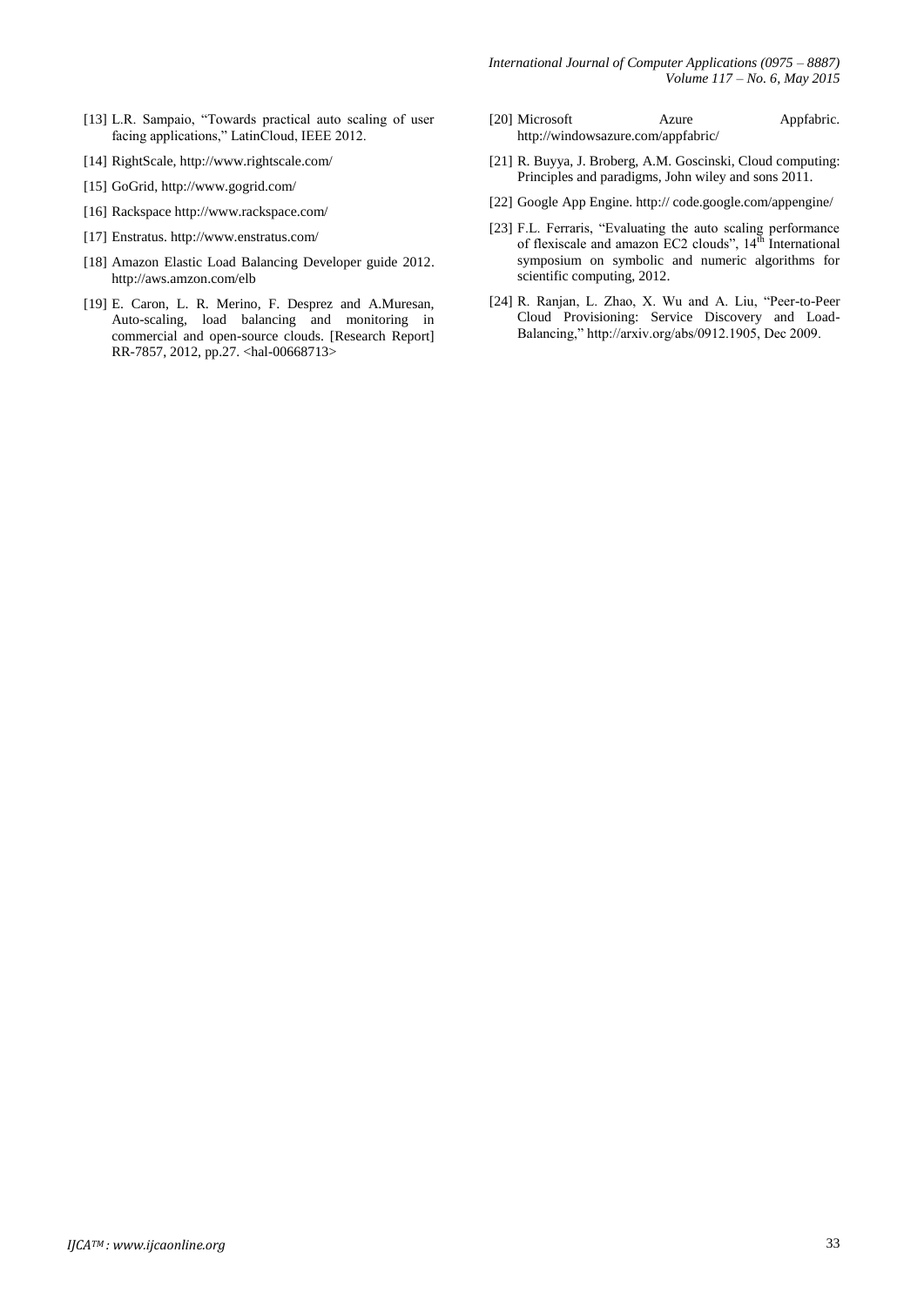[13] L.R. Sampaio, "Towards practical auto scaling of user facing applications," LatinCloud, IEEE 2012.

[14] RightScale, http://www.rightscale.com/

[15] GoGrid, http://www.gogrid.com/

[16] Rackspace http://www.rackspace.com/

[17] Enstratus. http://www.enstratus.com/

[18] Amazon Elastic Load Balancing Developer guide 2012. http://aws.amzon.com/elb

[19] E. Caron, L. R. Merino, F. Desprez and A.Muresan, Auto-scaling, load balancing and monitoring in commercial and open-source clouds. [Research Report] RR-7857, 2012, pp.27. <hal-00668713>

[20] Microsoft Azure Appfabric. http://windowsazure.com/appfabric/

[21] R. Buyya, J. Broberg, A.M. Goscinski, Cloud computing: Principles and paradigms, John wiley and sons 2011.

[22] Google App Engine. http:// code.google.com/appengine/

[23] F.L. Ferraris, "Evaluating the auto scaling performance of flexiscale and amazon EC2 clouds", 14th International symposium on symbolic and numeric algorithms for scientific computing, 2012.

[24] R. Ranjan, L. Zhao, X. Wu and A. Liu, "Peer-to-Peer Cloud Provisioning: Service Discovery and Load-Balancing," http://arxiv.org/abs/0912.1905, Dec 2009.